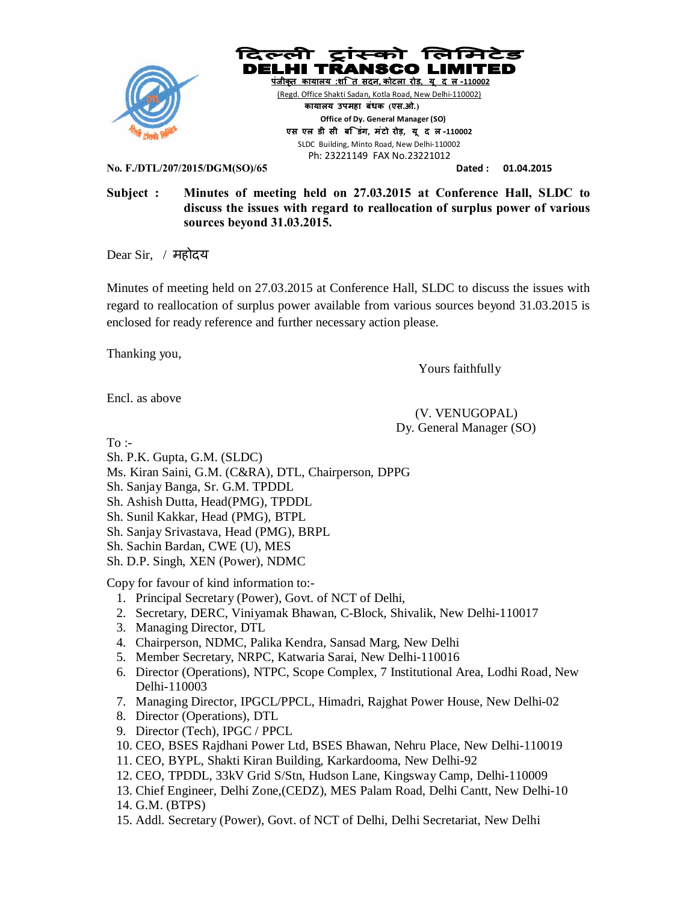# दिल्ली ट्रांस्को लिमिटेड
# DELHI TRANSCO LIMITED

पंजीकृत कार्यालय :शक्ति सदन, कोटला रोड, नई दिल्ली -110002
(Regd. Office Shakti Sadan, Kotla Road, New Delhi-110002)
कार्यालय उपमहा प्रबंधक (एस.ओ.)
Office of Dy. General Manager (SO)
एस एल डी सी बिल्डिंग, मिंटो रोड, नई दिल्ली -110002
SLDC Building, Minto Road, New Delhi-110002
Ph: 23221149 FAX No.23221012

**No. F./DTL/207/2015/DGM(SO)/65** **Dated : 01.04.2015**

**Subject : Minutes of meeting held on 27.03.2015 at Conference Hall, SLDC to discuss the issues with regard to reallocation of surplus power of various sources beyond 31.03.2015.**

Dear Sir, / महोदय

Minutes of meeting held on 27.03.2015 at Conference Hall, SLDC to discuss the issues with regard to reallocation of surplus power available from various sources beyond 31.03.2015 is enclosed for ready reference and further necessary action please.

Thanking you,

Yours faithfully

Encl. as above

(V. VENUGOPAL)
Dy. General Manager (SO)

To :-
Sh. P.K. Gupta, G.M. (SLDC)
Ms. Kiran Saini, G.M. (C&RA), DTL, Chairperson, DPPG
Sh. Sanjay Banga, Sr. G.M. TPDDL
Sh. Ashish Dutta, Head(PMG), TPDDL
Sh. Sunil Kakkar, Head (PMG), BTPL
Sh. Sanjay Srivastava, Head (PMG), BRPL
Sh. Sachin Bardan, CWE (U), MES
Sh. D.P. Singh, XEN (Power), NDMC

Copy for favour of kind information to:-

1. Principal Secretary (Power), Govt. of NCT of Delhi,
2. Secretary, DERC, Viniyamak Bhawan, C-Block, Shivalik, New Delhi-110017
3. Managing Director, DTL
4. Chairperson, NDMC, Palika Kendra, Sansad Marg, New Delhi
5. Member Secretary, NRPC, Katwaria Sarai, New Delhi-110016
6. Director (Operations), NTPC, Scope Complex, 7 Institutional Area, Lodhi Road, New Delhi-110003
7. Managing Director, IPGCL/PPCL, Himadri, Rajghat Power House, New Delhi-02
8. Director (Operations), DTL
9. Director (Tech), IPGC / PPCL
10. CEO, BSES Rajdhani Power Ltd, BSES Bhawan, Nehru Place, New Delhi-110019
11. CEO, BYPL, Shakti Kiran Building, Karkardooma, New Delhi-92
12. CEO, TPDDL, 33kV Grid S/Stn, Hudson Lane, Kingsway Camp, Delhi-110009
13. Chief Engineer, Delhi Zone,(CEDZ), MES Palam Road, Delhi Cantt, New Delhi-10
14. G.M. (BTPS)
15. Addl. Secretary (Power), Govt. of NCT of Delhi, Delhi Secretariat, New Delhi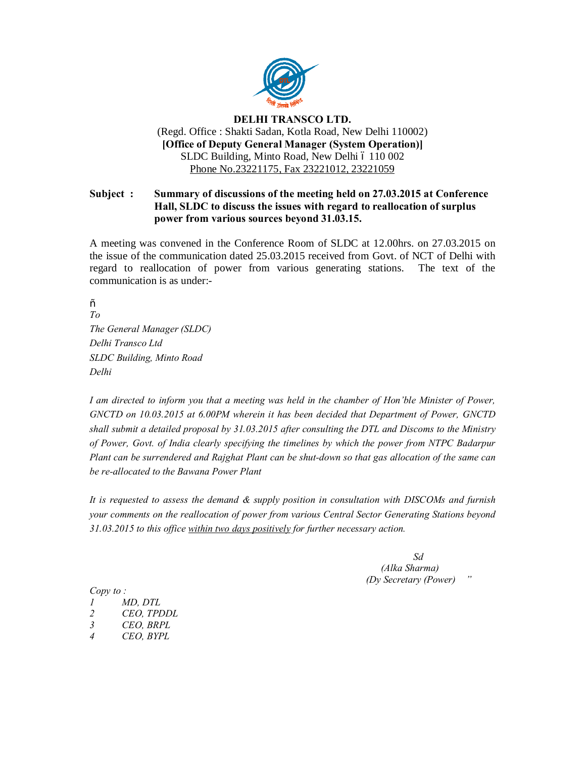**DELHI TRANSCO LTD.**
(Regd. Office : Shakti Sadan, Kotla Road, New Delhi 110002)
**[Office of Deputy General Manager (System Operation)]**
SLDC Building, Minto Road, New Delhi – 110 002
Phone No.23221175, Fax 23221012, 23221059

**Subject : Summary of discussions of the meeting held on 27.03.2015 at Conference Hall, SLDC to discuss the issues with regard to reallocation of surplus power from various sources beyond 31.03.15.**

A meeting was convened in the Conference Room of SLDC at 12.00hrs. on 27.03.2015 on the issue of the communication dated 25.03.2015 received from Govt. of NCT of Delhi with regard to reallocation of power from various generating stations. The text of the communication is as under:-

"

*To*
*The General Manager (SLDC)*
*Delhi Transco Ltd*
*SLDC Building, Minto Road*
*Delhi*

*I am directed to inform you that a meeting was held in the chamber of Hon'ble Minister of Power, GNCTD on 10.03.2015 at 6.00PM wherein it has been decided that Department of Power, GNCTD shall submit a detailed proposal by 31.03.2015 after consulting the DTL and Discoms to the Ministry of Power, Govt. of India clearly specifying the timelines by which the power from NTPC Badarpur Plant can be surrendered and Rajghat Plant can be shut-down so that gas allocation of the same can be re-allocated to the Bawana Power Plant*

*It is requested to assess the demand & supply position in consultation with DISCOMs and furnish your comments on the reallocation of power from various Central Sector Generating Stations beyond 31.03.2015 to this office* <u>*within two days positively*</u> *for further necessary action.*

*Sd*
*(Alka Sharma)*
*(Dy Secretary (Power)* "

*Copy to :*
1. *MD, DTL*
2. *CEO, TPDDL*
3. *CEO, BRPL*
4. *CEO, BYPL*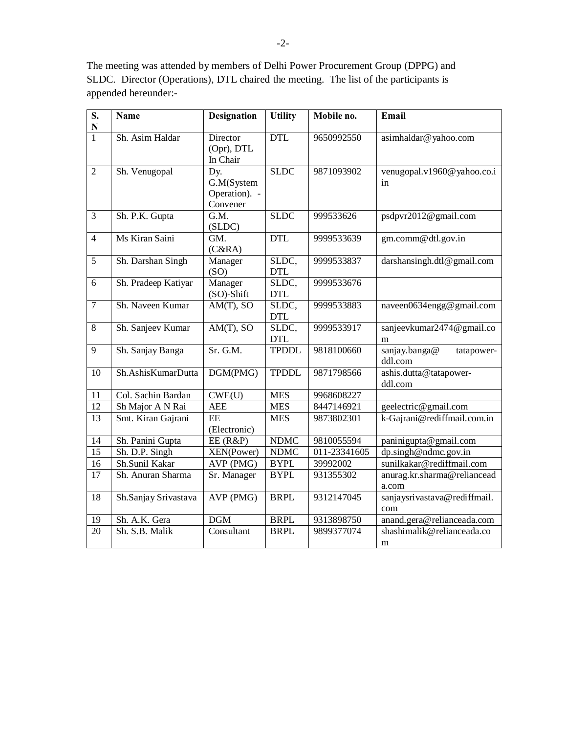The meeting was attended by members of Delhi Power Procurement Group (DPPG) and SLDC. Director (Operations), DTL chaired the meeting. The list of the participants is appended hereunder:-

| S. N | Name | Designation | Utility | Mobile no. | Email |
|---|---|---|---|---|---|
| 1 | Sh. Asim Haldar | Director (Opr), DTL In Chair | DTL | 9650992550 | asimhaldar@yahoo.com |
| 2 | Sh. Venugopal | Dy. G.M(System Operation). - Convener | SLDC | 9871093902 | venugopal.v1960@yahoo.co.in |
| 3 | Sh. P.K. Gupta | G.M. (SLDC) | SLDC | 999533626 | psdpvr2012@gmail.com |
| 4 | Ms Kiran Saini | GM. (C&RA) | DTL | 9999533639 | gm.comm@dtl.gov.in |
| 5 | Sh. Darshan Singh | Manager (SO) | SLDC, DTL | 9999533837 | darshansingh.dtl@gmail.com |
| 6 | Sh. Pradeep Katiyar | Manager (SO)-Shift | SLDC, DTL | 9999533676 | |
| 7 | Sh. Naveen Kumar | AM(T), SO | SLDC, DTL | 9999533883 | naveen0634engg@gmail.com |
| 8 | Sh. Sanjeev Kumar | AM(T), SO | SLDC, DTL | 9999533917 | sanjeevkumar2474@gmail.com |
| 9 | Sh. Sanjay Banga | Sr. G.M. | TPDDL | 9818100660 | sanjay.banga@ tatapower-ddl.com |
| 10 | Sh.AshisKumarDutta | DGM(PMG) | TPDDL | 9871798566 | ashis.dutta@tatapower-ddl.com |
| 11 | Col. Sachin Bardan | CWE(U) | MES | 9968608227 | |
| 12 | Sh Major A N Rai | AEE | MES | 8447146921 | geelectric@gmail.com |
| 13 | Smt. Kiran Gajrani | EE (Electronic) | MES | 9873802301 | k-Gajrani@rediffmail.com.in |
| 14 | Sh. Panini Gupta | EE (R&P) | NDMC | 9810055594 | paninigupta@gmail.com |
| 15 | Sh. D.P. Singh | XEN(Power) | NDMC | 011-23341605 | dp.singh@ndmc.gov.in |
| 16 | Sh.Sunil Kakar | AVP (PMG) | BYPL | 39992002 | sunilkakar@rediffmail.com |
| 17 | Sh. Anuran Sharma | Sr. Manager | BYPL | 931355302 | anurag.kr.sharma@relianceada.com |
| 18 | Sh.Sanjay Srivastava | AVP (PMG) | BRPL | 9312147045 | sanjaysrivastava@rediffmail.com |
| 19 | Sh. A.K. Gera | DGM | BRPL | 9313898750 | anand.gera@relianceada.com |
| 20 | Sh. S.B. Malik | Consultant | BRPL | 9899377074 | shashimalik@relianceada.com |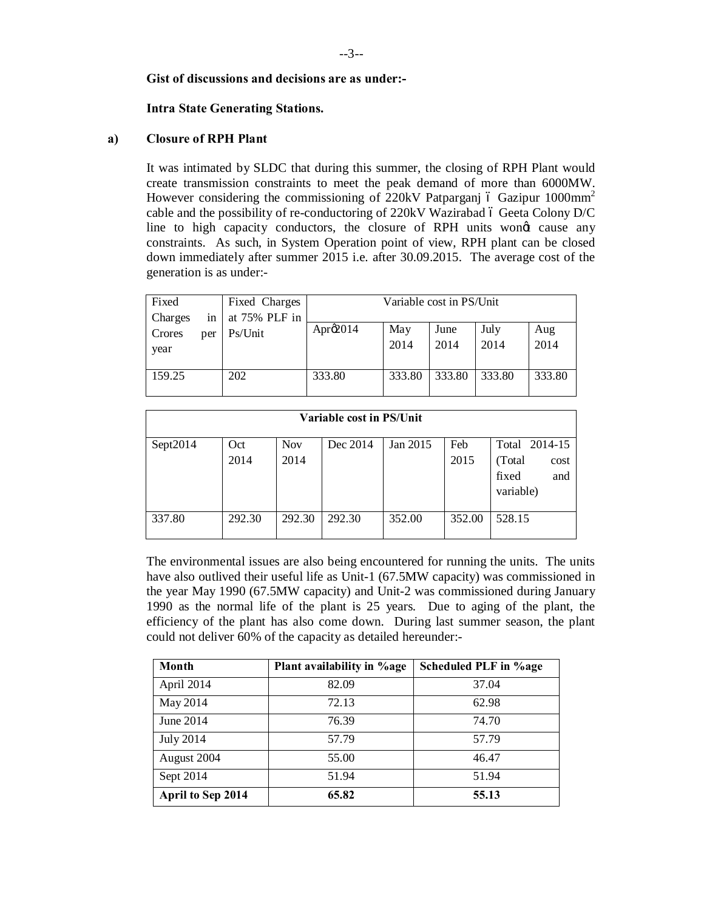**Gist of discussions and decisions are as under:-**

**Intra State Generating Stations.**

**a) Closure of RPH Plant**

It was intimated by SLDC that during this summer, the closing of RPH Plant would create transmission constraints to meet the peak demand of more than 6000MW. However considering the commissioning of 220kV Patparganj – Gazipur 1000mm$^2$ cable and the possibility of re-conductoring of 220kV Wazirabad – Geeta Colony D/C line to high capacity conductors, the closure of RPH units won't cause any constraints. As such, in System Operation point of view, RPH plant can be closed down immediately after summer 2015 i.e. after 30.09.2015. The average cost of the generation is as under:-

| Fixed Charges in Crores per year | Fixed Charges at 75% PLF in Ps/Unit | Variable cost in PS/Unit | | | | |
|---|---|---|---|---|---|---|
| | | Apr'2014 | May 2014 | June 2014 | July 2014 | Aug 2014 |
| 159.25 | 202 | 333.80 | 333.80 | 333.80 | 333.80 | 333.80 |

| Variable cost in PS/Unit | | | | | | |
|---|---|---|---|---|---|---|
| Sept2014 | Oct 2014 | Nov 2014 | Dec 2014 | Jan 2015 | Feb 2015 | Total 2014-15 (Total cost fixed and variable) |
| 337.80 | 292.30 | 292.30 | 292.30 | 352.00 | 352.00 | 528.15 |

The environmental issues are also being encountered for running the units. The units have also outlived their useful life as Unit-1 (67.5MW capacity) was commissioned in the year May 1990 (67.5MW capacity) and Unit-2 was commissioned during January 1990 as the normal life of the plant is 25 years. Due to aging of the plant, the efficiency of the plant has also come down. During last summer season, the plant could not deliver 60% of the capacity as detailed hereunder:-

| Month | Plant availability in %age | Scheduled PLF in %age |
|---|---|---|
| April 2014 | 82.09 | 37.04 |
| May 2014 | 72.13 | 62.98 |
| June 2014 | 76.39 | 74.70 |
| July 2014 | 57.79 | 57.79 |
| August 2004 | 55.00 | 46.47 |
| Sept 2014 | 51.94 | 51.94 |
| **April to Sep 2014** | **65.82** | **55.13** |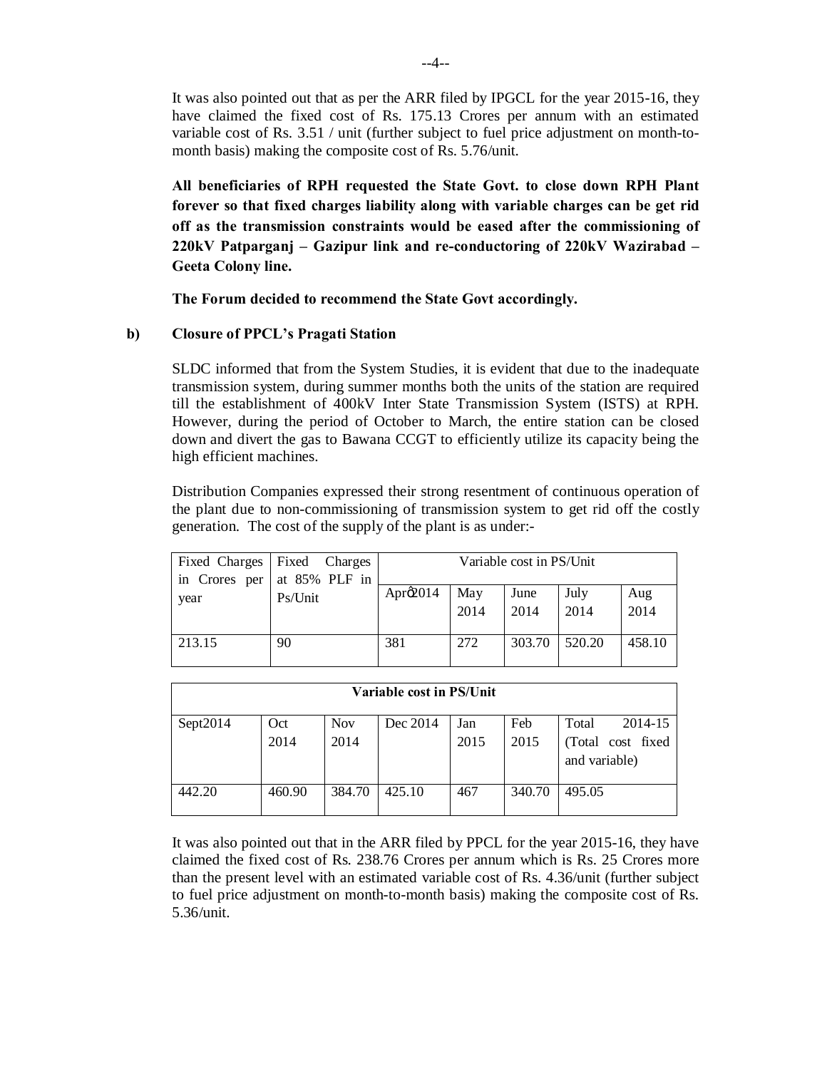It was also pointed out that as per the ARR filed by IPGCL for the year 2015-16, they have claimed the fixed cost of Rs. 175.13 Crores per annum with an estimated variable cost of Rs. 3.51 / unit (further subject to fuel price adjustment on month-to-month basis) making the composite cost of Rs. 5.76/unit.

**All beneficiaries of RPH requested the State Govt. to close down RPH Plant forever so that fixed charges liability along with variable charges can be get rid off as the transmission constraints would be eased after the commissioning of 220kV Patparganj – Gazipur link and re-conductoring of 220kV Wazirabad – Geeta Colony line.**

**The Forum decided to recommend the State Govt accordingly.**

**b) Closure of PPCL's Pragati Station**

SLDC informed that from the System Studies, it is evident that due to the inadequate transmission system, during summer months both the units of the station are required till the establishment of 400kV Inter State Transmission System (ISTS) at RPH. However, during the period of October to March, the entire station can be closed down and divert the gas to Bawana CCGT to efficiently utilize its capacity being the high efficient machines.

Distribution Companies expressed their strong resentment of continuous operation of the plant due to non-commissioning of transmission system to get rid off the costly generation. The cost of the supply of the plant is as under:-

| Fixed Charges in Crores per year | Fixed Charges at 85% PLF in Ps/Unit | Variable cost in PS/Unit | | | | |
|---|---|---|---|---|---|---|
| | | Apr 2014 | May 2014 | June 2014 | July 2014 | Aug 2014 |
| 213.15 | 90 | 381 | 272 | 303.70 | 520.20 | 458.10 |

| **Variable cost in PS/Unit** | | | | | | |
|---|---|---|---|---|---|---|
| Sept2014 | Oct 2014 | Nov 2014 | Dec 2014 | Jan 2015 | Feb 2015 | Total 2014-15 (Total cost fixed and variable) |
| 442.20 | 460.90 | 384.70 | 425.10 | 467 | 340.70 | 495.05 |

It was also pointed out that in the ARR filed by PPCL for the year 2015-16, they have claimed the fixed cost of Rs. 238.76 Crores per annum which is Rs. 25 Crores more than the present level with an estimated variable cost of Rs. 4.36/unit (further subject to fuel price adjustment on month-to-month basis) making the composite cost of Rs. 5.36/unit.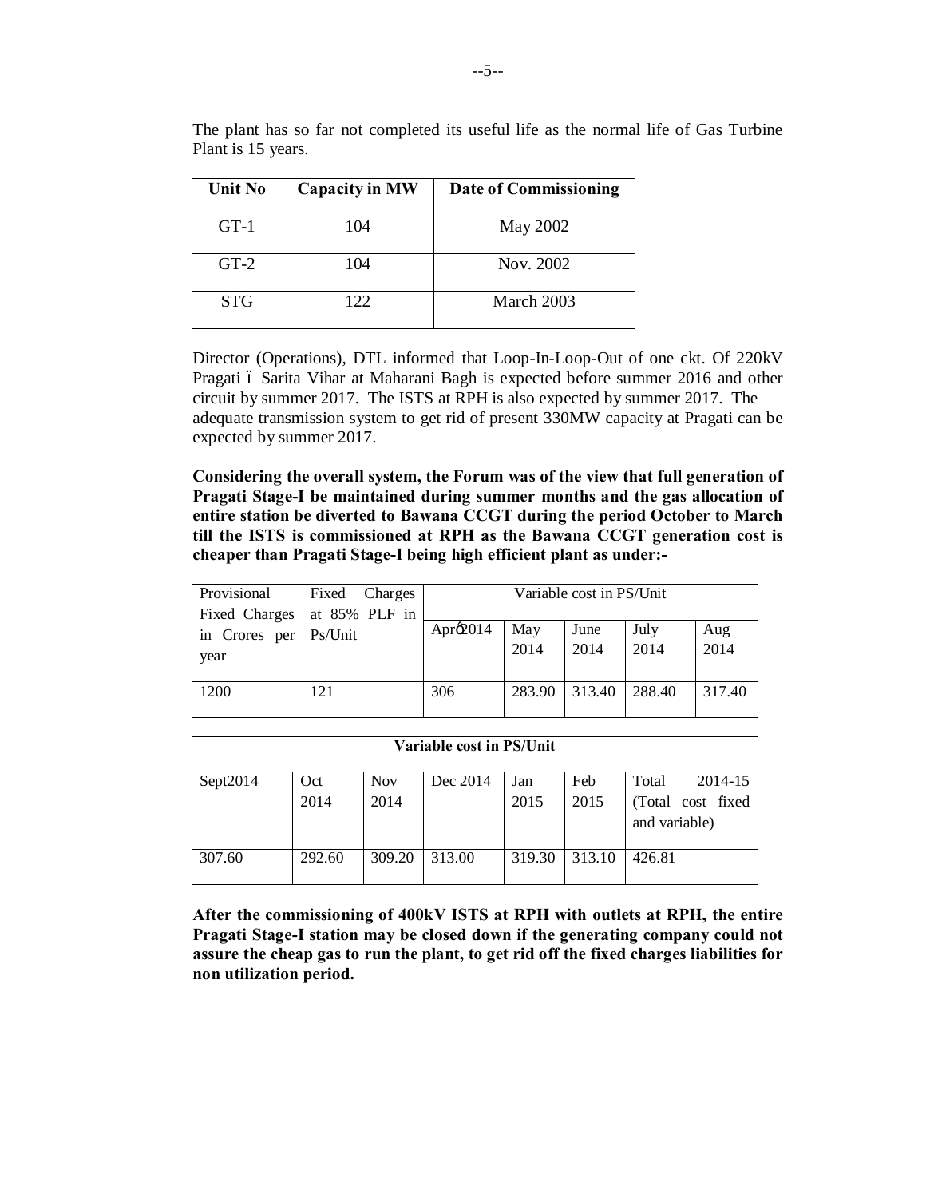The plant has so far not completed its useful life as the normal life of Gas Turbine Plant is 15 years.

| Unit No | Capacity in MW | Date of Commissioning |
|---|---|---|
| GT-1 | 104 | May 2002 |
| GT-2 | 104 | Nov. 2002 |
| STG | 122 | March 2003 |

Director (Operations), DTL informed that Loop-In-Loop-Out of one ckt. Of 220kV Pragati – Sarita Vihar at Maharani Bagh is expected before summer 2016 and other circuit by summer 2017. The ISTS at RPH is also expected by summer 2017. The adequate transmission system to get rid of present 330MW capacity at Pragati can be expected by summer 2017.

**Considering the overall system, the Forum was of the view that full generation of Pragati Stage-I be maintained during summer months and the gas allocation of entire station be diverted to Bawana CCGT during the period October to March till the ISTS is commissioned at RPH as the Bawana CCGT generation cost is cheaper than Pragati Stage-I being high efficient plant as under:-**

| Provisional Fixed Charges in Crores per year | Fixed Charges at 85% PLF in Ps/Unit | Variable cost in PS/Unit | | | | |
|---|---|---|---|---|---|---|
| | | Apr'2014 | May 2014 | June 2014 | July 2014 | Aug 2014 |
| 1200 | 121 | 306 | 283.90 | 313.40 | 288.40 | 317.40 |

| Variable cost in PS/Unit | | | | | | |
|---|---|---|---|---|---|---|
| Sept2014 | Oct 2014 | Nov 2014 | Dec 2014 | Jan 2015 | Feb 2015 | Total 2014-15 (Total cost fixed and variable) |
| 307.60 | 292.60 | 309.20 | 313.00 | 319.30 | 313.10 | 426.81 |

**After the commissioning of 400kV ISTS at RPH with outlets at RPH, the entire Pragati Stage-I station may be closed down if the generating company could not assure the cheap gas to run the plant, to get rid off the fixed charges liabilities for non utilization period.**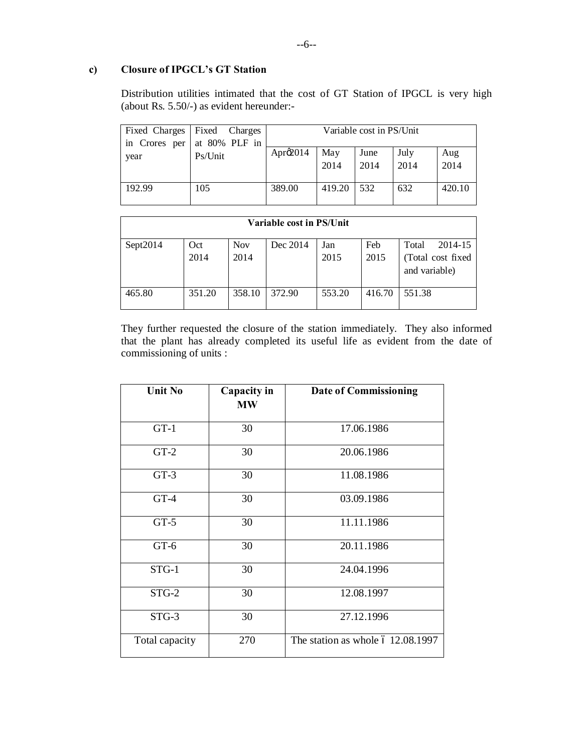### c) Closure of IPGCL's GT Station

Distribution utilities intimated that the cost of GT Station of IPGCL is very high (about Rs. 5.50/-) as evident hereunder:-

| Fixed Charges in Crores per year | Fixed Charges at 80% PLF in Ps/Unit | Variable cost in PS/Unit | | | | |
|---|---|---|---|---|---|---|
| | | Apr 2014 | May 2014 | June 2014 | July 2014 | Aug 2014 |
| 192.99 | 105 | 389.00 | 419.20 | 532 | 632 | 420.10 |

| Variable cost in PS/Unit | | | | | | |
|---|---|---|---|---|---|---|
| Sept2014 | Oct 2014 | Nov 2014 | Dec 2014 | Jan 2015 | Feb 2015 | Total 2014-15 (Total cost fixed and variable) |
| 465.80 | 351.20 | 358.10 | 372.90 | 553.20 | 416.70 | 551.38 |

They further requested the closure of the station immediately. They also informed that the plant has already completed its useful life as evident from the date of commissioning of units :

| Unit No | Capacity in MW | Date of Commissioning |
|---|---|---|
| GT-1 | 30 | 17.06.1986 |
| GT-2 | 30 | 20.06.1986 |
| GT-3 | 30 | 11.08.1986 |
| GT-4 | 30 | 03.09.1986 |
| GT-5 | 30 | 11.11.1986 |
| GT-6 | 30 | 20.11.1986 |
| STG-1 | 30 | 24.04.1996 |
| STG-2 | 30 | 12.08.1997 |
| STG-3 | 30 | 27.12.1996 |
| Total capacity | 270 | The station as whole – 12.08.1997 |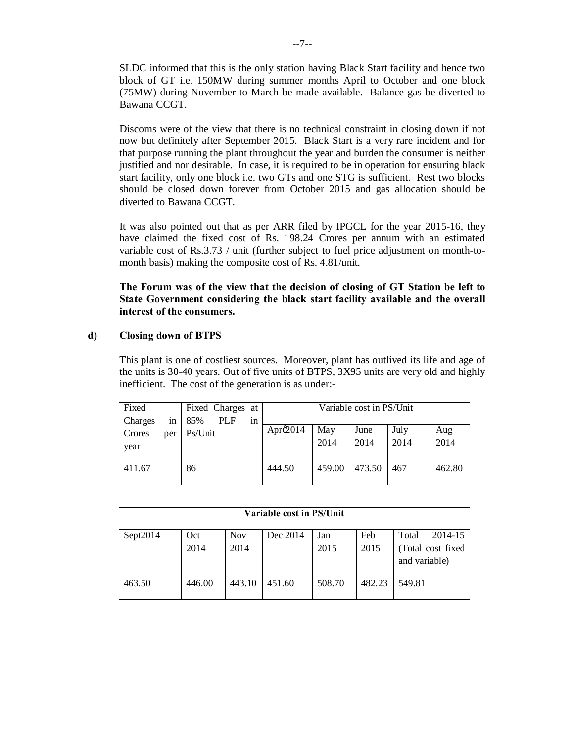SLDC informed that this is the only station having Black Start facility and hence two block of GT i.e. 150MW during summer months April to October and one block (75MW) during November to March be made available. Balance gas be diverted to Bawana CCGT.

Discoms were of the view that there is no technical constraint in closing down if not now but definitely after September 2015. Black Start is a very rare incident and for that purpose running the plant throughout the year and burden the consumer is neither justified and nor desirable. In case, it is required to be in operation for ensuring black start facility, only one block i.e. two GTs and one STG is sufficient. Rest two blocks should be closed down forever from October 2015 and gas allocation should be diverted to Bawana CCGT.

It was also pointed out that as per ARR filed by IPGCL for the year 2015-16, they have claimed the fixed cost of Rs. 198.24 Crores per annum with an estimated variable cost of Rs.3.73 / unit (further subject to fuel price adjustment on month-to-month basis) making the composite cost of Rs. 4.81/unit.

**The Forum was of the view that the decision of closing of GT Station be left to State Government considering the black start facility available and the overall interest of the consumers.**

**d) Closing down of BTPS**

This plant is one of costliest sources. Moreover, plant has outlived its life and age of the units is 30-40 years. Out of five units of BTPS, 3X95 units are very old and highly inefficient. The cost of the generation is as under:-

| Fixed Charges in Crores per year | Fixed Charges at 85% PLF in Ps/Unit | Variable cost in PS/Unit | | | | |
|---|---|---|---|---|---|---|
| | | April 2014 | May 2014 | June 2014 | July 2014 | Aug 2014 |
| 411.67 | 86 | 444.50 | 459.00 | 473.50 | 467 | 462.80 |

| Variable cost in PS/Unit | | | | | | |
|---|---|---|---|---|---|---|
| Sept2014 | Oct 2014 | Nov 2014 | Dec 2014 | Jan 2015 | Feb 2015 | Total 2014-15 (Total cost fixed and variable) |
| 463.50 | 446.00 | 443.10 | 451.60 | 508.70 | 482.23 | 549.81 |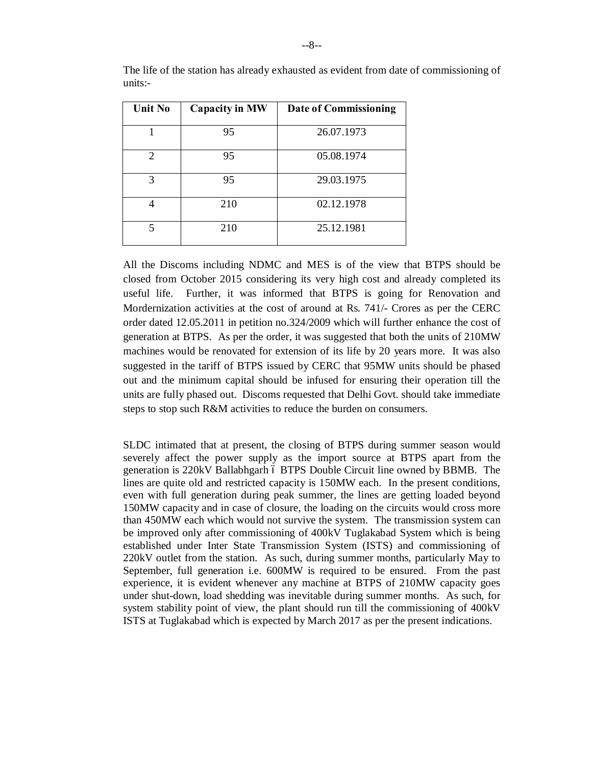The life of the station has already exhausted as evident from date of commissioning of units:-

| Unit No | Capacity in MW | Date of Commissioning |
|---|---|---|
| 1 | 95 | 26.07.1973 |
| 2 | 95 | 05.08.1974 |
| 3 | 95 | 29.03.1975 |
| 4 | 210 | 02.12.1978 |
| 5 | 210 | 25.12.1981 |

All the Discoms including NDMC and MES is of the view that BTPS should be closed from October 2015 considering its very high cost and already completed its useful life. Further, it was informed that BTPS is going for Renovation and Mordernization activities at the cost of around at Rs. 741/- Crores as per the CERC order dated 12.05.2011 in petition no.324/2009 which will further enhance the cost of generation at BTPS. As per the order, it was suggested that both the units of 210MW machines would be renovated for extension of its life by 20 years more. It was also suggested in the tariff of BTPS issued by CERC that 95MW units should be phased out and the minimum capital should be infused for ensuring their operation till the units are fully phased out. Discoms requested that Delhi Govt. should take immediate steps to stop such R&M activities to reduce the burden on consumers.

SLDC intimated that at present, the closing of BTPS during summer season would severely affect the power supply as the import source at BTPS apart from the generation is 220kV Ballabhgarh – BTPS Double Circuit line owned by BBMB. The lines are quite old and restricted capacity is 150MW each. In the present conditions, even with full generation during peak summer, the lines are getting loaded beyond 150MW capacity and in case of closure, the loading on the circuits would cross more than 450MW each which would not survive the system. The transmission system can be improved only after commissioning of 400kV Tuglakabad System which is being established under Inter State Transmission System (ISTS) and commissioning of 220kV outlet from the station. As such, during summer months, particularly May to September, full generation i.e. 600MW is required to be ensured. From the past experience, it is evident whenever any machine at BTPS of 210MW capacity goes under shut-down, load shedding was inevitable during summer months. As such, for system stability point of view, the plant should run till the commissioning of 400kV ISTS at Tuglakabad which is expected by March 2017 as per the present indications.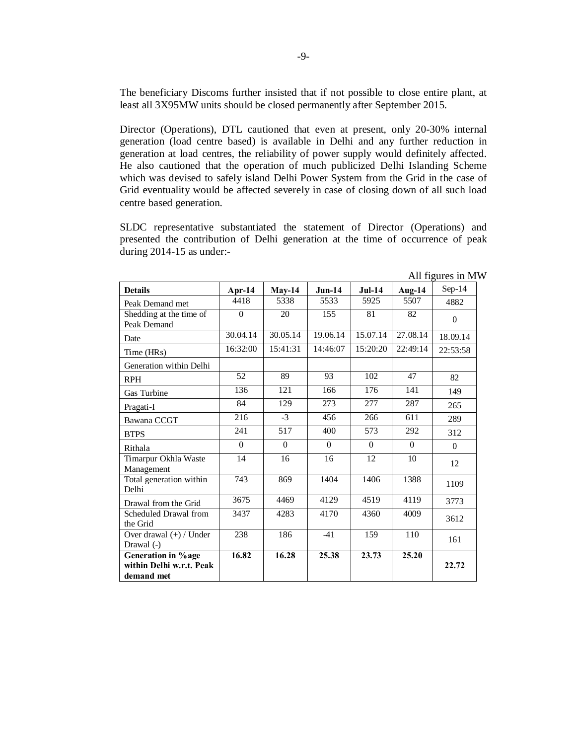The beneficiary Discoms further insisted that if not possible to close entire plant, at least all 3X95MW units should be closed permanently after September 2015.

Director (Operations), DTL cautioned that even at present, only 20-30% internal generation (load centre based) is available in Delhi and any further reduction in generation at load centres, the reliability of power supply would definitely affected. He also cautioned that the operation of much publicized Delhi Islanding Scheme which was devised to safely island Delhi Power System from the Grid in the case of Grid eventuality would be affected severely in case of closing down of all such load centre based generation.

SLDC representative substantiated the statement of Director (Operations) and presented the contribution of Delhi generation at the time of occurrence of peak during 2014-15 as under:-

All figures in MW

| **Details** | **Apr-14** | **May-14** | **Jun-14** | **Jul-14** | **Aug-14** | Sep-14 |
|---|---|---|---|---|---|---|
| Peak Demand met | 4418 | 5338 | 5533 | 5925 | 5507 | 4882 |
| Shedding at the time of Peak Demand | 0 | 20 | 155 | 81 | 82 | 0 |
| Date | 30.04.14 | 30.05.14 | 19.06.14 | 15.07.14 | 27.08.14 | 18.09.14 |
| Time (HRs) | 16:32:00 | 15:41:31 | 14:46:07 | 15:20:20 | 22:49:14 | 22:53:58 |
| Generation within Delhi | | | | | | |
| RPH | 52 | 89 | 93 | 102 | 47 | 82 |
| Gas Turbine | 136 | 121 | 166 | 176 | 141 | 149 |
| Pragati-I | 84 | 129 | 273 | 277 | 287 | 265 |
| Bawana CCGT | 216 | -3 | 456 | 266 | 611 | 289 |
| BTPS | 241 | 517 | 400 | 573 | 292 | 312 |
| Rithala | 0 | 0 | 0 | 0 | 0 | 0 |
| Timarpur Okhla Waste Management | 14 | 16 | 16 | 12 | 10 | 12 |
| Total generation within Delhi | 743 | 869 | 1404 | 1406 | 1388 | 1109 |
| Drawal from the Grid | 3675 | 4469 | 4129 | 4519 | 4119 | 3773 |
| Scheduled Drawal from the Grid | 3437 | 4283 | 4170 | 4360 | 4009 | 3612 |
| Over drawal (+) / Under Drawal (-) | 238 | 186 | -41 | 159 | 110 | 161 |
| **Generation in %age within Delhi w.r.t. Peak demand met** | **16.82** | **16.28** | **25.38** | **23.73** | **25.20** | **22.72** |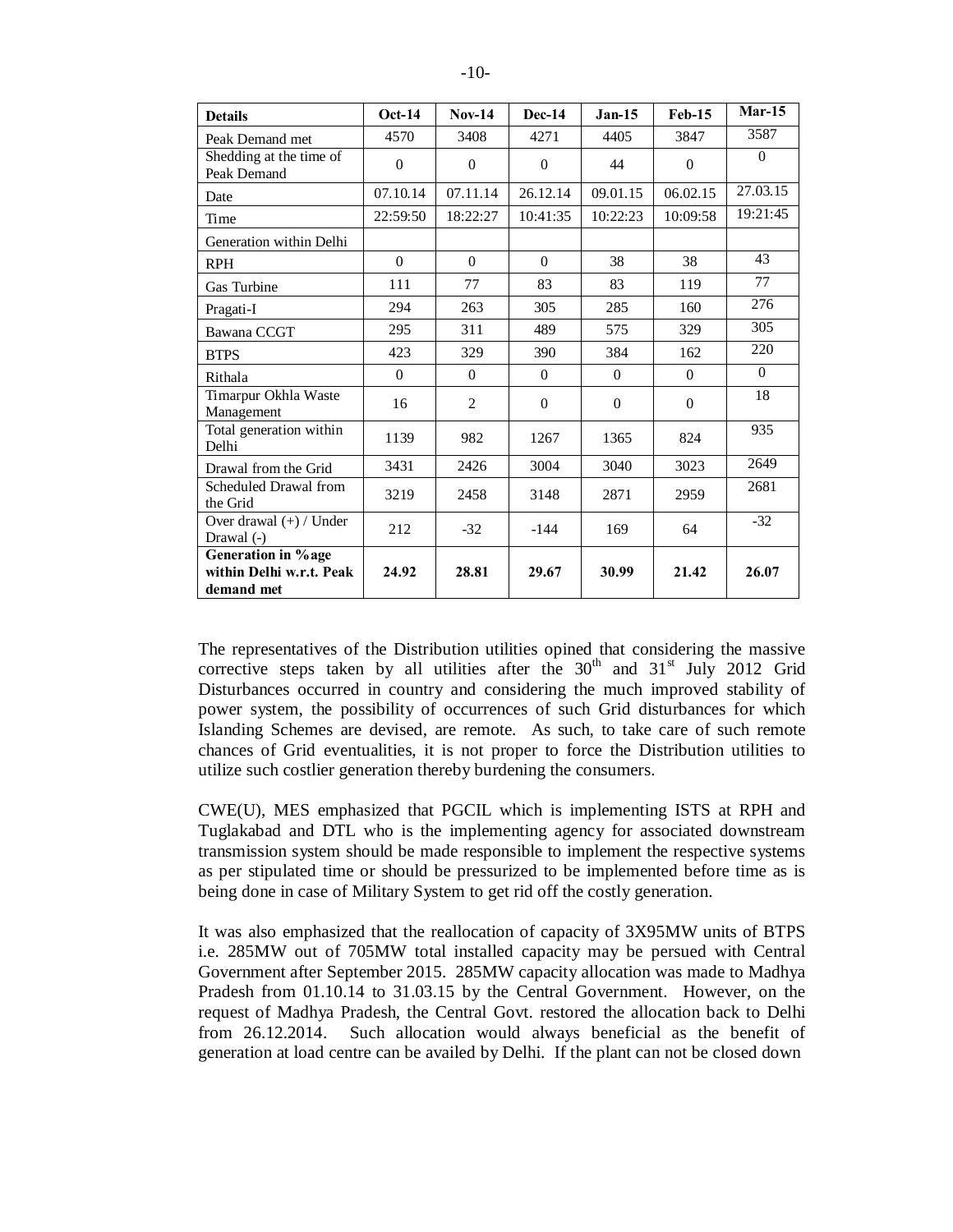| Details | Oct-14 | Nov-14 | Dec-14 | Jan-15 | Feb-15 | Mar-15 |
|---|---|---|---|---|---|---|
| Peak Demand met | 4570 | 3408 | 4271 | 4405 | 3847 | 3587 |
| Shedding at the time of Peak Demand | 0 | 0 | 0 | 44 | 0 | 0 |
| Date | 07.10.14 | 07.11.14 | 26.12.14 | 09.01.15 | 06.02.15 | 27.03.15 |
| Time | 22:59:50 | 18:22:27 | 10:41:35 | 10:22:23 | 10:09:58 | 19:21:45 |
| Generation within Delhi | | | | | | |
| RPH | 0 | 0 | 0 | 38 | 38 | 43 |
| Gas Turbine | 111 | 77 | 83 | 83 | 119 | 77 |
| Pragati-I | 294 | 263 | 305 | 285 | 160 | 276 |
| Bawana CCGT | 295 | 311 | 489 | 575 | 329 | 305 |
| BTPS | 423 | 329 | 390 | 384 | 162 | 220 |
| Rithala | 0 | 0 | 0 | 0 | 0 | 0 |
| Timarpur Okhla Waste Management | 16 | 2 | 0 | 0 | 0 | 18 |
| Total generation within Delhi | 1139 | 982 | 1267 | 1365 | 824 | 935 |
| Drawal from the Grid | 3431 | 2426 | 3004 | 3040 | 3023 | 2649 |
| Scheduled Drawal from the Grid | 3219 | 2458 | 3148 | 2871 | 2959 | 2681 |
| Over drawal (+) / Under Drawal (-) | 212 | -32 | -144 | 169 | 64 | -32 |
| **Generation in %age within Delhi w.r.t. Peak demand met** | **24.92** | **28.81** | **29.67** | **30.99** | **21.42** | **26.07** |

The representatives of the Distribution utilities opined that considering the massive corrective steps taken by all utilities after the 30th and 31st July 2012 Grid Disturbances occurred in country and considering the much improved stability of power system, the possibility of occurrences of such Grid disturbances for which Islanding Schemes are devised, are remote. As such, to take care of such remote chances of Grid eventualities, it is not proper to force the Distribution utilities to utilize such costlier generation thereby burdening the consumers.

CWE(U), MES emphasized that PGCIL which is implementing ISTS at RPH and Tuglakabad and DTL who is the implementing agency for associated downstream transmission system should be made responsible to implement the respective systems as per stipulated time or should be pressurized to be implemented before time as is being done in case of Military System to get rid off the costly generation.

It was also emphasized that the reallocation of capacity of 3X95MW units of BTPS i.e. 285MW out of 705MW total installed capacity may be persued with Central Government after September 2015. 285MW capacity allocation was made to Madhya Pradesh from 01.10.14 to 31.03.15 by the Central Government. However, on the request of Madhya Pradesh, the Central Govt. restored the allocation back to Delhi from 26.12.2014. Such allocation would always beneficial as the benefit of generation at load centre can be availed by Delhi. If the plant can not be closed down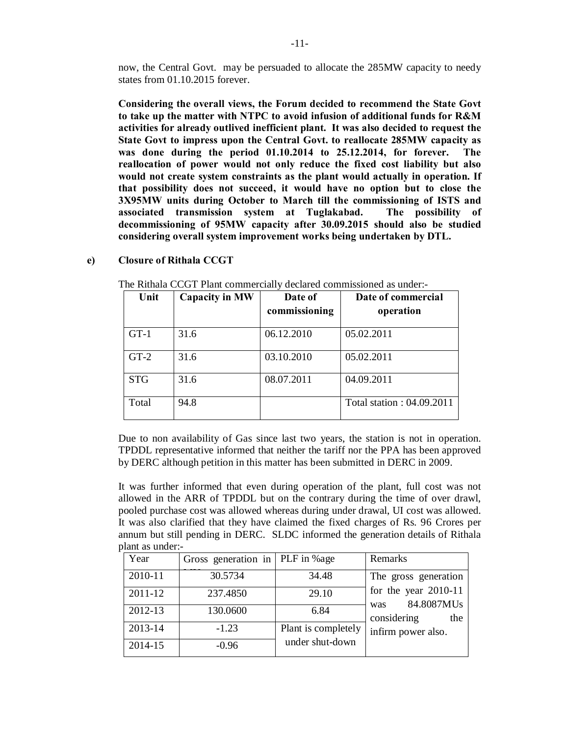now, the Central Govt. may be persuaded to allocate the 285MW capacity to needy states from 01.10.2015 forever.

**Considering the overall views, the Forum decided to recommend the State Govt to take up the matter with NTPC to avoid infusion of additional funds for R&M activities for already outlived inefficient plant. It was also decided to request the State Govt to impress upon the Central Govt. to reallocate 285MW capacity as was done during the period 01.10.2014 to 25.12.2014, for forever. The reallocation of power would not only reduce the fixed cost liability but also would not create system constraints as the plant would actually in operation. If that possibility does not succeed, it would have no option but to close the 3X95MW units during October to March till the commissioning of ISTS and associated transmission system at Tuglakabad. The possibility of decommissioning of 95MW capacity after 30.09.2015 should also be studied considering overall system improvement works being undertaken by DTL.**

**e) Closure of Rithala CCGT**

The Rithala CCGT Plant commercially declared commissioned as under:-

| Unit | Capacity in MW | Date of commissioning | Date of commercial operation |
|---|---|---|---|
| GT-1 | 31.6 | 06.12.2010 | 05.02.2011 |
| GT-2 | 31.6 | 03.10.2010 | 05.02.2011 |
| STG | 31.6 | 08.07.2011 | 04.09.2011 |
| Total | 94.8 | | Total station : 04.09.2011 |

Due to non availability of Gas since last two years, the station is not in operation. TPDDL representative informed that neither the tariff nor the PPA has been approved by DERC although petition in this matter has been submitted in DERC in 2009.

It was further informed that even during operation of the plant, full cost was not allowed in the ARR of TPDDL but on the contrary during the time of over drawl, pooled purchase cost was allowed whereas during under drawal, UI cost was allowed. It was also clarified that they have claimed the fixed charges of Rs. 96 Crores per annum but still pending in DERC. SLDC informed the generation details of Rithala plant as under:-

| Year | Gross generation in MUs | PLF in %age | Remarks |
|---|---|---|---|
| 2010-11 | 30.5734 | 34.48 | The gross generation for the year 2010-11 was 84.8087MUs considering the infirm power also. |
| 2011-12 | 237.4850 | 29.10 | |
| 2012-13 | 130.0600 | 6.84 | |
| 2013-14 | -1.23 | Plant is completely under shut-down | |
| 2014-15 | -0.96 | | |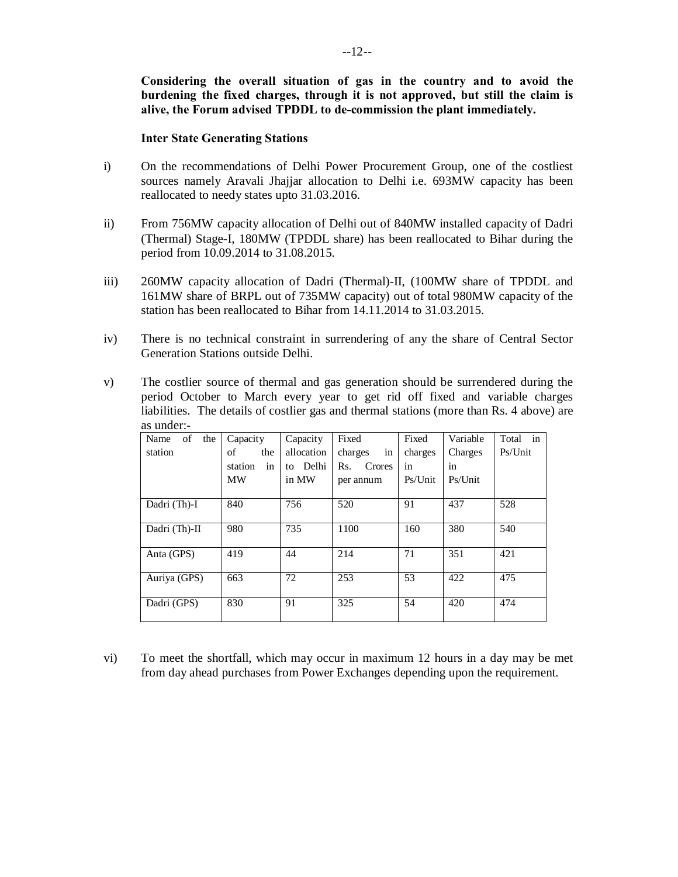**Considering the overall situation of gas in the country and to avoid the burdening the fixed charges, through it is not approved, but still the claim is alive, the Forum advised TPDDL to de-commission the plant immediately.**

**Inter State Generating Stations**

i) On the recommendations of Delhi Power Procurement Group, one of the costliest sources namely Aravali Jhajjar allocation to Delhi i.e. 693MW capacity has been reallocated to needy states upto 31.03.2016.

ii) From 756MW capacity allocation of Delhi out of 840MW installed capacity of Dadri (Thermal) Stage-I, 180MW (TPDDL share) has been reallocated to Bihar during the period from 10.09.2014 to 31.08.2015.

iii) 260MW capacity allocation of Dadri (Thermal)-II, (100MW share of TPDDL and 161MW share of BRPL out of 735MW capacity) out of total 980MW capacity of the station has been reallocated to Bihar from 14.11.2014 to 31.03.2015.

iv) There is no technical constraint in surrendering of any the share of Central Sector Generation Stations outside Delhi.

v) The costlier source of thermal and gas generation should be surrendered during the period October to March every year to get rid off fixed and variable charges liabilities. The details of costlier gas and thermal stations (more than Rs. 4 above) are as under:-

| Name of the station | Capacity of the station in MW | Capacity allocation to Delhi in MW | Fixed charges in Rs. Crores per annum | Fixed charges in Ps/Unit | Variable Charges in Ps/Unit | Total in Ps/Unit |
|---|---|---|---|---|---|---|
| Dadri (Th)-I | 840 | 756 | 520 | 91 | 437 | 528 |
| Dadri (Th)-II | 980 | 735 | 1100 | 160 | 380 | 540 |
| Anta (GPS) | 419 | 44 | 214 | 71 | 351 | 421 |
| Auriya (GPS) | 663 | 72 | 253 | 53 | 422 | 475 |
| Dadri (GPS) | 830 | 91 | 325 | 54 | 420 | 474 |

vi) To meet the shortfall, which may occur in maximum 12 hours in a day may be met from day ahead purchases from Power Exchanges depending upon the requirement.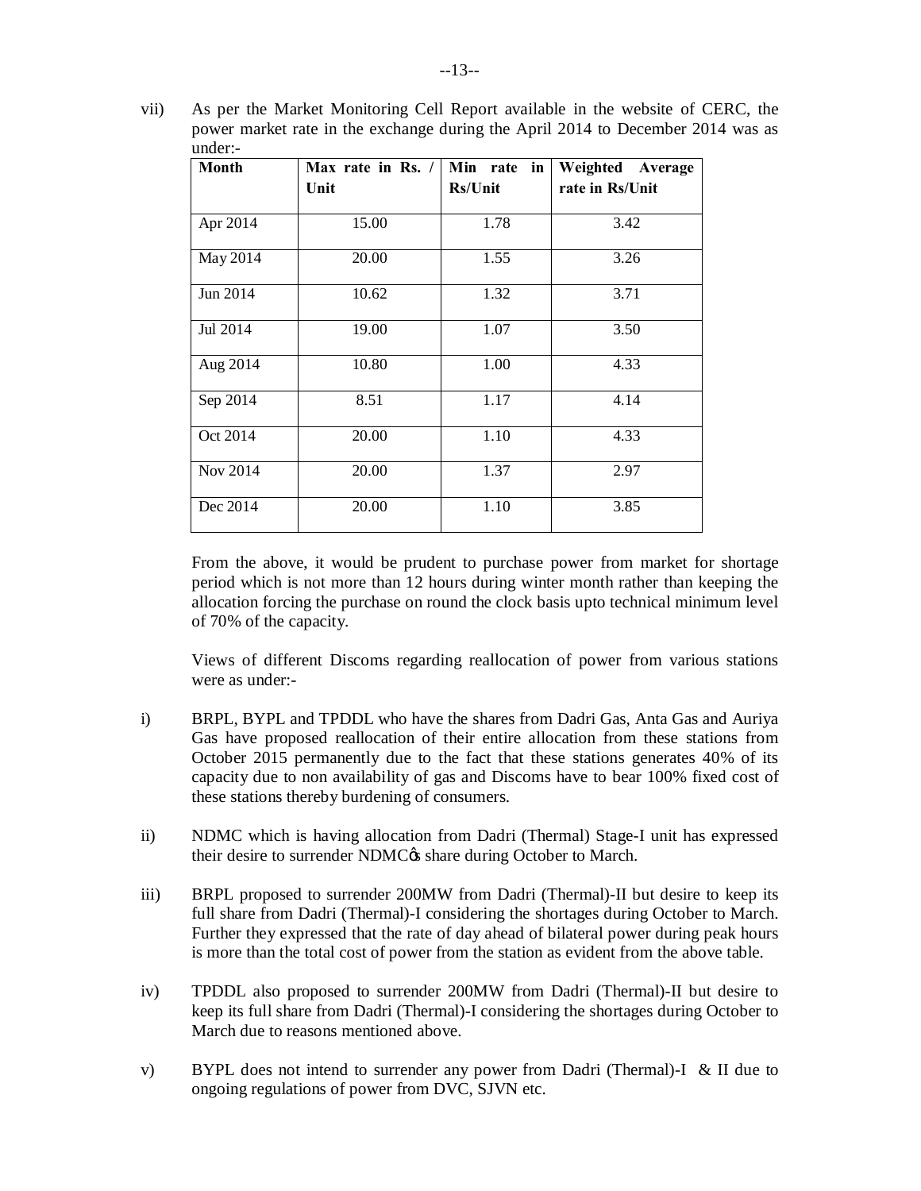vii) As per the Market Monitoring Cell Report available in the website of CERC, the power market rate in the exchange during the April 2014 to December 2014 was as under:-

| Month | Max rate in Rs. / Unit | Min rate in Rs/Unit | Weighted Average rate in Rs/Unit |
|---|---|---|---|
| Apr 2014 | 15.00 | 1.78 | 3.42 |
| May 2014 | 20.00 | 1.55 | 3.26 |
| Jun 2014 | 10.62 | 1.32 | 3.71 |
| Jul 2014 | 19.00 | 1.07 | 3.50 |
| Aug 2014 | 10.80 | 1.00 | 4.33 |
| Sep 2014 | 8.51 | 1.17 | 4.14 |
| Oct 2014 | 20.00 | 1.10 | 4.33 |
| Nov 2014 | 20.00 | 1.37 | 2.97 |
| Dec 2014 | 20.00 | 1.10 | 3.85 |

From the above, it would be prudent to purchase power from market for shortage period which is not more than 12 hours during winter month rather than keeping the allocation forcing the purchase on round the clock basis upto technical minimum level of 70% of the capacity.

Views of different Discoms regarding reallocation of power from various stations were as under:-

i) BRPL, BYPL and TPDDL who have the shares from Dadri Gas, Anta Gas and Auriya Gas have proposed reallocation of their entire allocation from these stations from October 2015 permanently due to the fact that these stations generates 40% of its capacity due to non availability of gas and Discoms have to bear 100% fixed cost of these stations thereby burdening of consumers.

ii) NDMC which is having allocation from Dadri (Thermal) Stage-I unit has expressed their desire to surrender NDMC's share during October to March.

iii) BRPL proposed to surrender 200MW from Dadri (Thermal)-II but desire to keep its full share from Dadri (Thermal)-I considering the shortages during October to March. Further they expressed that the rate of day ahead of bilateral power during peak hours is more than the total cost of power from the station as evident from the above table.

iv) TPDDL also proposed to surrender 200MW from Dadri (Thermal)-II but desire to keep its full share from Dadri (Thermal)-I considering the shortages during October to March due to reasons mentioned above.

v) BYPL does not intend to surrender any power from Dadri (Thermal)-I & II due to ongoing regulations of power from DVC, SJVN etc.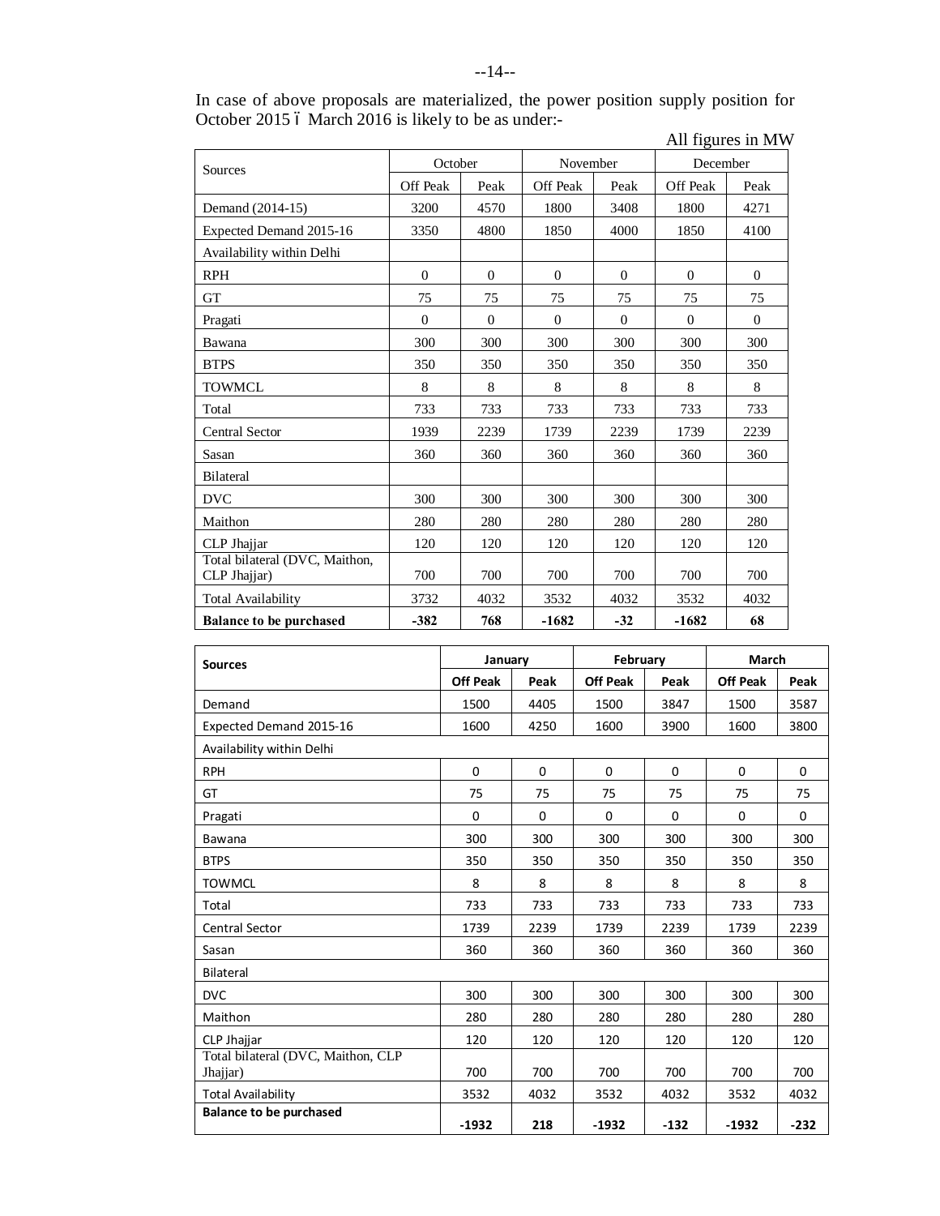In case of above proposals are materialized, the power position supply position for October 2015 – March 2016 is likely to be as under:-

All figures in MW

| Sources | October | | November | | December | |
|---|---|---|---|---|---|---|
| | Off Peak | Peak | Off Peak | Peak | Off Peak | Peak |
| Demand (2014-15) | 3200 | 4570 | 1800 | 3408 | 1800 | 4271 |
| Expected Demand 2015-16 | 3350 | 4800 | 1850 | 4000 | 1850 | 4100 |
| Availability within Delhi | | | | | | |
| RPH | 0 | 0 | 0 | 0 | 0 | 0 |
| GT | 75 | 75 | 75 | 75 | 75 | 75 |
| Pragati | 0 | 0 | 0 | 0 | 0 | 0 |
| Bawana | 300 | 300 | 300 | 300 | 300 | 300 |
| BTPS | 350 | 350 | 350 | 350 | 350 | 350 |
| TOWMCL | 8 | 8 | 8 | 8 | 8 | 8 |
| Total | 733 | 733 | 733 | 733 | 733 | 733 |
| Central Sector | 1939 | 2239 | 1739 | 2239 | 1739 | 2239 |
| Sasan | 360 | 360 | 360 | 360 | 360 | 360 |
| Bilateral | | | | | | |
| DVC | 300 | 300 | 300 | 300 | 300 | 300 |
| Maithon | 280 | 280 | 280 | 280 | 280 | 280 |
| CLP Jhajjar | 120 | 120 | 120 | 120 | 120 | 120 |
| Total bilateral (DVC, Maithon, CLP Jhajjar) | 700 | 700 | 700 | 700 | 700 | 700 |
| Total Availability | 3732 | 4032 | 3532 | 4032 | 3532 | 4032 |
| **Balance to be purchased** | **-382** | **768** | **-1682** | **-32** | **-1682** | **68** |

| **Sources** | **January** | | **February** | | **March** | |
|---|---|---|---|---|---|---|
| | **Off Peak** | **Peak** | **Off Peak** | **Peak** | **Off Peak** | **Peak** |
| Demand | 1500 | 4405 | 1500 | 3847 | 1500 | 3587 |
| Expected Demand 2015-16 | 1600 | 4250 | 1600 | 3900 | 1600 | 3800 |
| Availability within Delhi | | | | | | |
| RPH | 0 | 0 | 0 | 0 | 0 | 0 |
| GT | 75 | 75 | 75 | 75 | 75 | 75 |
| Pragati | 0 | 0 | 0 | 0 | 0 | 0 |
| Bawana | 300 | 300 | 300 | 300 | 300 | 300 |
| BTPS | 350 | 350 | 350 | 350 | 350 | 350 |
| TOWMCL | 8 | 8 | 8 | 8 | 8 | 8 |
| Total | 733 | 733 | 733 | 733 | 733 | 733 |
| Central Sector | 1739 | 2239 | 1739 | 2239 | 1739 | 2239 |
| Sasan | 360 | 360 | 360 | 360 | 360 | 360 |
| Bilateral | | | | | | |
| DVC | 300 | 300 | 300 | 300 | 300 | 300 |
| Maithon | 280 | 280 | 280 | 280 | 280 | 280 |
| CLP Jhajjar | 120 | 120 | 120 | 120 | 120 | 120 |
| Total bilateral (DVC, Maithon, CLP Jhajjar) | 700 | 700 | 700 | 700 | 700 | 700 |
| Total Availability | 3532 | 4032 | 3532 | 4032 | 3532 | 4032 |
| **Balance to be purchased** | **-1932** | **218** | **-1932** | **-132** | **-1932** | **-232** |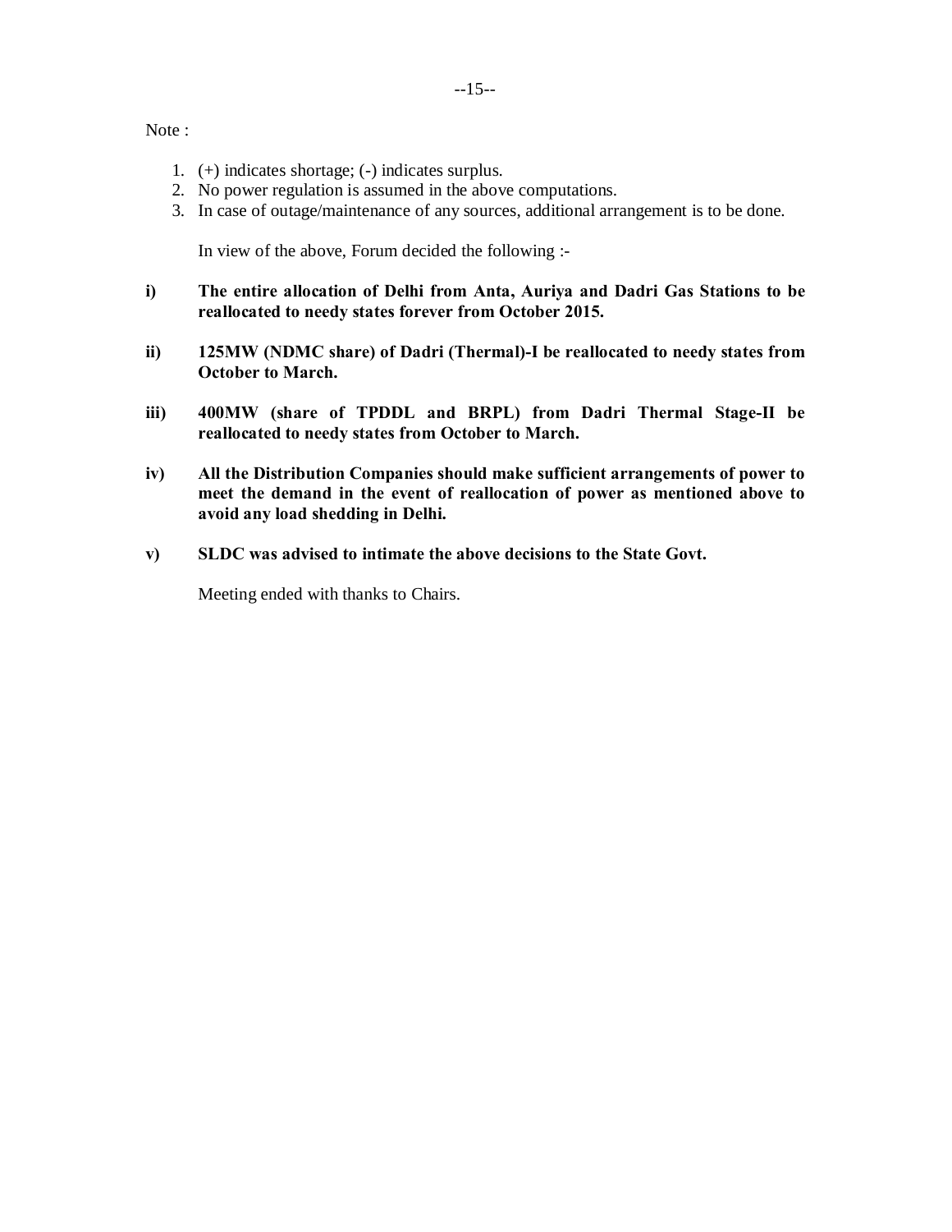Note :

1. (+) indicates shortage; (-) indicates surplus.
2. No power regulation is assumed in the above computations.
3. In case of outage/maintenance of any sources, additional arrangement is to be done.

In view of the above, Forum decided the following :-

**i)** **The entire allocation of Delhi from Anta, Auriya and Dadri Gas Stations to be reallocated to needy states forever from October 2015.**

**ii)** **125MW (NDMC share) of Dadri (Thermal)-I be reallocated to needy states from October to March.**

**iii)** **400MW (share of TPDDL and BRPL) from Dadri Thermal Stage-II be reallocated to needy states from October to March.**

**iv)** **All the Distribution Companies should make sufficient arrangements of power to meet the demand in the event of reallocation of power as mentioned above to avoid any load shedding in Delhi.**

**v)** **SLDC was advised to intimate the above decisions to the State Govt.**

Meeting ended with thanks to Chairs.